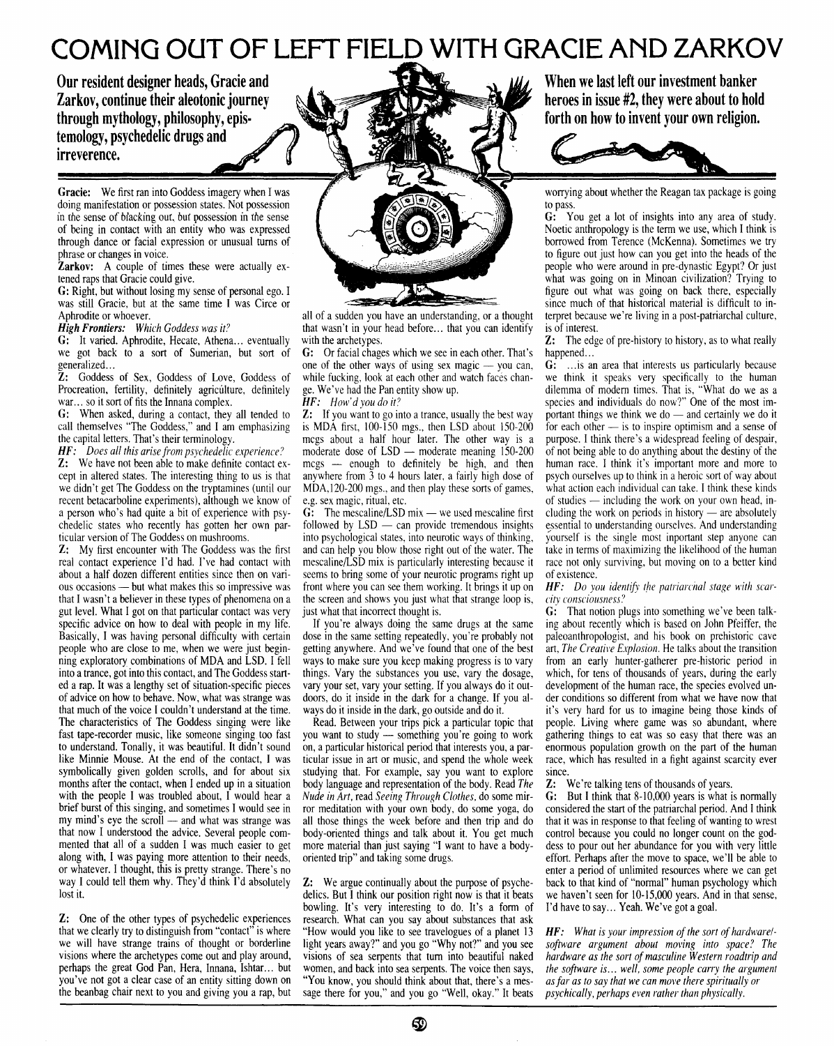# COMING OUT OF LEFT FIELD WITH GRACIE AND ZARKOV

**Our resident designer heads, Gracie and Zarkov, continue their aleotonic journey through mythology, philosophy, epistemology, psychedelic drugs and irreverence.**

**When we last left our investment banker heroes in issue #2, they were about to hold forth on how to invent your own religion.**

**Gracie:** We first ran into Goddess imagery when I was doing manifestation or possession states. Not possession in the sense of blacking out, but possession in the sense of being in contact with an entity who was expressed through dance or facial expression or unusual turns of phrase or changes in voice.

**Zarkov:** A couple of times these were actually extended raps that Gracie could give.

**G:** Right, but without losing my sense of personal ego. I was still Gracie, but at the same time I was Circe or Aphrodite or whoever.

***High Frontiers:*** *Which Goddess was it?*

**G:** It varied. Aphrodite, Hecate, Athena... eventually we got back to a sort of Sumerian, but sort of generalized...

**Z:** Goddess of Sex, Goddess of Love, Goddess of Procreation, fertility, definitely agriculture, definitely war... so it sort of fits the Innana complex.

**G:** When asked, during a contact, they all tended to call themselves "The Goddess," and I am emphasizing the capital letters. That's their terminology.

***HF:*** *Does all this arise from psychedelic experience?*

**Z:** We have not been able to make definite contact except in altered states. The interesting thing to us is that we didn't get The Goddess on the tryptamines (until our recent betacarboline experiments), although we know of a person who's had quite a bit of experience with psychedelic states who recently has gotten her own particular version of The Goddess on mushrooms.

**Z:** My first encounter with The Goddess was the first real contact experience I'd had. I've had contact with about a half dozen different entities since then on various occasions — but what makes this so impressive was that I wasn't a believer in these types of phenomena on a gut level. What I got on that particular contact was very specific advice on how to deal with people in my life. Basically, I was having personal difficulty with certain people who are close to me, when we were just beginning exploratory combinations of MDA and LSD. I fell into a trance, got into this contact, and The Goddess started a rap. It was a lengthy set of situation-specific pieces of advice on how to behave. Now, what was strange was that much of the voice I couldn't understand at the time. The characteristics of The Goddess singing were like fast tape-recorder music, like someone singing too fast to understand. Tonally, it was beautiful. It didn't sound like Minnie Mouse. At the end of the contact, I was symbolically given golden scrolls, and for about six months after the contact, when I ended up in a situation with the people I was troubled about, I would hear a brief burst of this singing, and sometimes I would see in my mind's eye the scroll — and what was strange was that now I understood the advice. Several people commented that all of a sudden I was much easier to get along with, I was paying more attention to their needs, or whatever. I thought, this is pretty strange. There's no way I could tell them why. They'd think I'd absolutely lost it.

**Z:** One of the other types of psychedelic experiences that we clearly try to distinguish from "contact" is where we will have strange trains of thought or borderline visions where the archetypes come out and play around, perhaps the great God Pan, Hera, Innana, Ishtar... but you've not got a clear case of an entity sitting down on the beanbag chair next to you and giving you a rap, but all of a sudden you have an understanding, or a thought that wasn't in your head before... that you can identify with the archetypes.

**G:** Or facial chages which we see in each other. That's one of the other ways of using sex magic — you can, while fucking, look at each other and watch faces change. We've had the Pan entity show up.

***HF:*** *How'd you do it?*

**Z:** If you want to go into a trance, usually the best way is MDA first, 100-150 mgs., then LSD about 150-200 mcgs about a half hour later. The other way is a moderate dose of LSD — moderate meaning 150-200 mcgs — enough to definitely be high, and then anywhere from 3 to 4 hours later, a fairly high dose of MDA,120-200 mgs., and then play these sorts of games, e.g. sex magic, ritual, etc.

**G:** The mescaline/LSD mix — we used mescaline first followed by LSD — can provide tremendous insights into psychological states, into neurotic ways of thinking, and can help you blow those right out of the water. The mescaline/LSD mix is particularly interesting because it seems to bring some of your neurotic programs right up front where you can see them working. It brings it up on the screen and shows you just what that strange loop is, just what that incorrect thought is.

If you're always doing the same drugs at the same dose in the same setting repeatedly, you're probably not getting anywhere. And we've found that one of the best ways to make sure you keep making progress is to vary things. Vary the substances you use, vary the dosage, vary your set, vary your setting. If you always do it outdoors, do it inside in the dark for a change. If you always do it inside in the dark, go outside and do it.

Read. Between your trips pick a particular topic that you want to study — something you're going to work on, a particular historical period that interests you, a particular issue in art or music, and spend the whole week studying that. For example, say you want to explore body language and representation of the body. Read *The Nude in Art*, read *Seeing Through Clothes*, do some mirror meditation with your own body, do some yoga, do all those things the week before and then trip and do body-oriented things and talk about it. You get much more material than just saying "I want to have a body-oriented trip" and taking some drugs.

**Z:** We argue continually about the purpose of psychedelics. But I think our position right now is that it beats bowling. It's very interesting to do. It's a form of research. What can you say about substances that ask "How would you like to see travelogues of a planet 13 light years away?" and you go "Why not?" and you see visions of sea serpents that turn into beautiful naked women, and back into sea serpents. The voice then says, "You know, you should think about that, there's a message there for you," and you go "Well, okay." It beats worrying about whether the Reagan tax package is going to pass.

**G:** You get a lot of insights into any area of study. Noetic anthropology is the term we use, which I think is borrowed from Terence (McKenna). Sometimes we try to figure out just how can you get into the heads of the people who were around in pre-dynastic Egypt? Or just what was going on in Minoan civilization? Trying to figure out what was going on back there, especially since much of that historical material is difficult to interpret because we're living in a post-patriarchal culture, is of interest.

**Z:** The edge of pre-history to history, as to what really happened...

**G:** ...is an area that interests us particularly because we think it speaks very specifically to the human dilemma of modern times. That is, "What do we as a species and individuals do now?" One of the most important things we think we do — and certainly we do it for each other — is to inspire optimism and a sense of purpose. I think there's a widespread feeling of despair, of not being able to do anything about the destiny of the human race. I think it's important more and more to psych ourselves up to think in a heroic sort of way about what action each individual can take. I think these kinds of studies — including the work on your own head, including the work on periods in history — are absolutely essential to understanding ourselves. And understanding yourself is the single most inportant step anyone can take in terms of maximizing the likelihood of the human race not only surviving, but moving on to a better kind of existence.

***HF:*** *Do you identify the patriarchal stage with scarcity consciousness?*

**G:** That notion plugs into something we've been talking about recently which is based on John Pfeiffer, the paleoanthropologist, and his book on prehistoric cave art, *The Creative Explosion*. He talks about the transition from an early hunter-gatherer pre-historic period in which, for tens of thousands of years, during the early development of the human race, the species evolved under conditions so different from what we have now that it's very hard for us to imagine being those kinds of people. Living where game was so abundant, where gathering things to eat was so easy that there was an enormous population growth on the part of the human race, which has resulted in a fight against scarcity ever since.

**Z:** We're talking tens of thousands of years.

**G:** But I think that 8-10,000 years is what is normally considered the start of the patriarchal period. And I think that it was in response to that feeling of wanting to wrest control because you could no longer count on the goddess to pour out her abundance for you with very little effort. Perhaps after the move to space, we'll be able to enter a period of unlimited resources where we can get back to that kind of "normal" human psychology which we haven't seen for 10-15,000 years. And in that sense, I'd have to say... Yeah. We've got a goal.

***HF:*** *What is your impression of the sort of hardware/software argument about moving into space? The hardware as the sort of masculine Western roadtrip and the software is... well, some people carry the argument as far as to say that we can move there spiritually or psychically, perhaps even rather than physically.*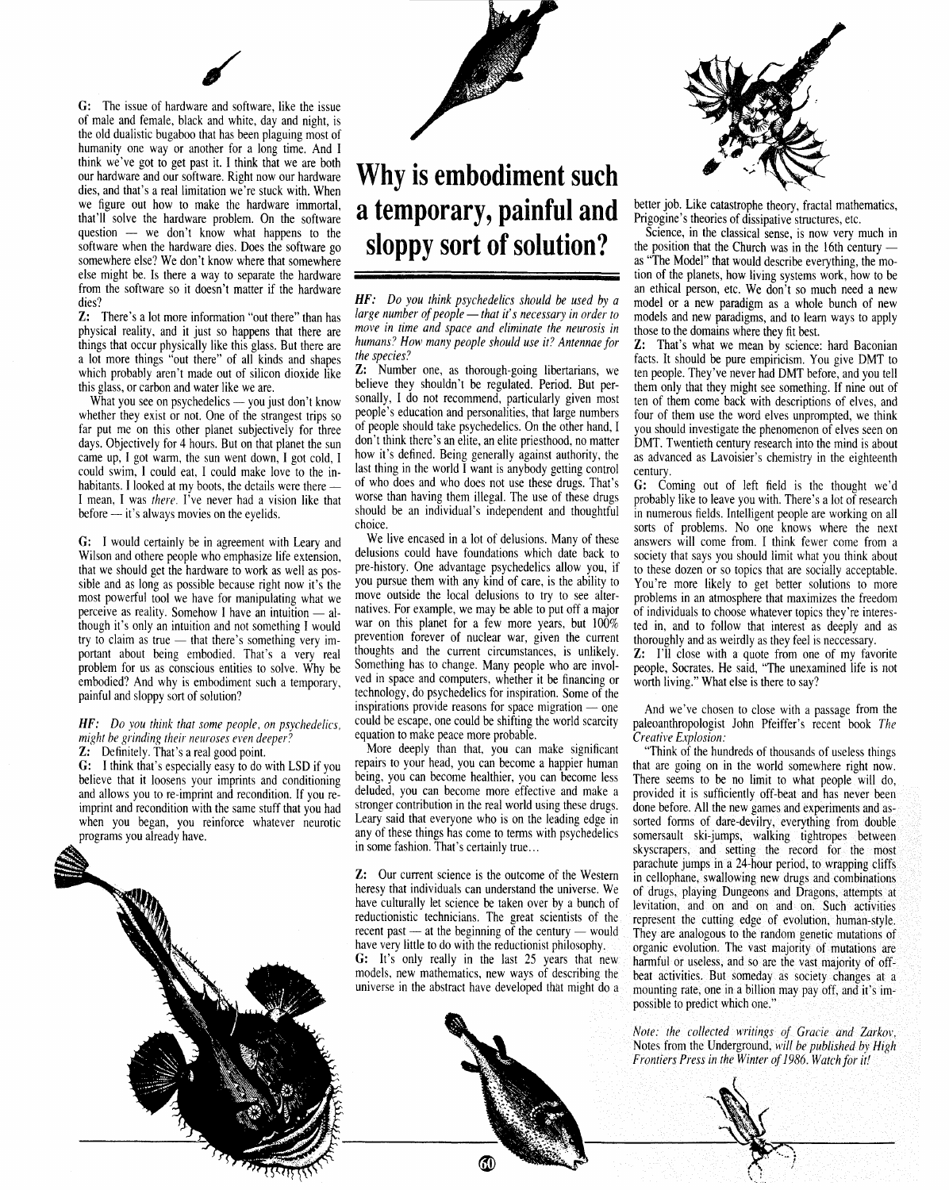**G:** The issue of hardware and software, like the issue of male and female, black and white, day and night, is the old dualistic bugaboo that has been plaguing most of humanity one way or another for a long time. And I think we've got to get past it. I think that we are both our hardware and our software. Right now our hardware dies, and that's a real limitation we're stuck with. When we figure out how to make the hardware immortal, that'll solve the hardware problem. On the software question — we don't know what happens to the software when the hardware dies. Does the software go somewhere else? We don't know where that somewhere else might be. Is there a way to separate the hardware from the software so it doesn't matter if the hardware dies?

**Z:** There's a lot more information "out there" than has physical reality, and it just so happens that there are things that occur physically like this glass. But there are a lot more things "out there" of all kinds and shapes which probably aren't made out of silicon dioxide like this glass, or carbon and water like we are.

What you see on psychedelics — you just don't know whether they exist or not. One of the strangest trips so far put me on this other planet subjectively for three days. Objectively for 4 hours. But on that planet the sun came up, I got warm, the sun went down, I got cold, I could swim, I could eat, I could make love to the inhabitants. I looked at my boots, the details were there — I mean, I was *there*. I've never had a vision like that before — it's always movies on the eyelids.

**G:** I would certainly be in agreement with Leary and Wilson and othere people who emphasize life extension, that we should get the hardware to work as well as possible and as long as possible because right now it's the most powerful tool we have for manipulating what we perceive as reality. Somehow I have an intuition — although it's only an intuition and not something I would try to claim as true — that there's something very important about being embodied. That's a very real problem for us as conscious entities to solve. Why be embodied? And why is embodiment such a temporary, painful and sloppy sort of solution?

*HF: Do you think that some people, on psychedelics, might be grinding their neuroses even deeper?*

**Z:** Definitely. That's a real good point.

**G:** I think that's especially easy to do with LSD if you believe that it loosens your imprints and conditioning and allows you to re-imprint and recondition. If you re-imprint and recondition with the same stuff that you had when you began, you reinforce whatever neurotic programs you already have.

# Why is embodiment such a temporary, painful and sloppy sort of solution?

*HF: Do you think psychedelics should be used by a large number of people — that it's necessary in order to move in time and space and eliminate the neurosis in humans? How many people should use it? Antennae for the species?*

**Z:** Number one, as thorough-going libertarians, we believe they shouldn't be regulated. Period. But personally, I do not recommend, particularly given most people's education and personalities, that large numbers of people should take psychedelics. On the other hand, I don't think there's an elite, an elite priesthood, no matter how it's defined. Being generally against authority, the last thing in the world I want is anybody getting control of who does and who does not use these drugs. That's worse than having them illegal. The use of these drugs should be an individual's independent and thoughtful choice.

We live encased in a lot of delusions. Many of these delusions could have foundations which date back to pre-history. One advantage psychedelics allow you, if you pursue them with any kind of care, is the ability to move outside the local delusions to try to see alternatives. For example, we may be able to put off a major war on this planet for a few more years, but 100% prevention forever of nuclear war, given the current thoughts and the current circumstances, is unlikely. Something has to change. Many people who are involved in space and computers, whether it be financing or technology, do psychedelics for inspiration. Some of the inspirations provide reasons for space migration — one could be escape, one could be shifting the world scarcity equation to make peace more probable.

More deeply than that, you can make significant repairs to your head, you can become a happier human being, you can become healthier, you can become less deluded, you can become more effective and make a stronger contribution in the real world using these drugs. Leary said that everyone who is on the leading edge in any of these things has come to terms with psychedelics in some fashion. That's certainly true...

**Z:** Our current science is the outcome of the Western heresy that individuals can understand the universe. We have culturally let science be taken over by a bunch of reductionistic technicians. The great scientists of the recent past — at the beginning of the century — would have very little to do with the reductionist philosophy.

**G:** It's only really in the last 25 years that new models, new mathematics, new ways of describing the universe in the abstract have developed that might do a better job. Like catastrophe theory, fractal mathematics, Prigogine's theories of dissipative structures, etc.

Science, in the classical sense, is now very much in the position that the Church was in the 16th century — as "The Model" that would describe everything, the motion of the planets, how living systems work, how to be an ethical person, etc. We don't so much need a new model or a new paradigm as a whole bunch of new models and new paradigms, and to learn ways to apply those to the domains where they fit best.

**Z:** That's what we mean by science: hard Baconian facts. It should be pure empiricism. You give DMT to ten people. They've never had DMT before, and you tell them only that they might see something. If nine out of ten of them come back with descriptions of elves, and four of them use the word elves unprompted, we think you should investigate the phenomenon of elves seen on DMT. Twentieth century research into the mind is about as advanced as Lavoisier's chemistry in the eighteenth century.

**G:** Coming out of left field is the thought we'd probably like to leave you with. There's a lot of research in numerous fields. Intelligent people are working on all sorts of problems. No one knows where the next answers will come from. I think fewer come from a society that says you should limit what you think about to these dozen or so topics that are socially acceptable. You're more likely to get better solutions to more problems in an atmosphere that maximizes the freedom of individuals to choose whatever topics they're interested in, and to follow that interest as deeply and as thoroughly and as weirdly as they feel is neccessary.

**Z:** I'll close with a quote from one of my favorite people, Socrates. He said, "The unexamined life is not worth living." What else is there to say?

And we've chosen to close with a passage from the paleoanthropologist John Pfeiffer's recent book *The Creative Explosion:*

"Think of the hundreds of thousands of useless things that are going on in the world somewhere right now. There seems to be no limit to what people will do, provided it is sufficiently off-beat and has never been done before. All the new games and experiments and assorted forms of dare-devilry, everything from double somersault ski-jumps, walking tightropes between skyscrapers, and setting the record for the most parachute jumps in a 24-hour period, to wrapping cliffs in cellophane, swallowing new drugs and combinations of drugs, playing Dungeons and Dragons, attempts at levitation, and on and on and on. Such activities represent the cutting edge of evolution, human-style. They are analogous to the random genetic mutations of organic evolution. The vast majority of mutations are harmful or useless, and so are the vast majority of off-beat activities. But someday as society changes at a mounting rate, one in a billion may pay off, and it's impossible to predict which one."

*Note: the collected writings of Gracie and Zarkov,* Notes from the Underground, *will be published by High Frontiers Press in the Winter of 1986. Watch for it!*